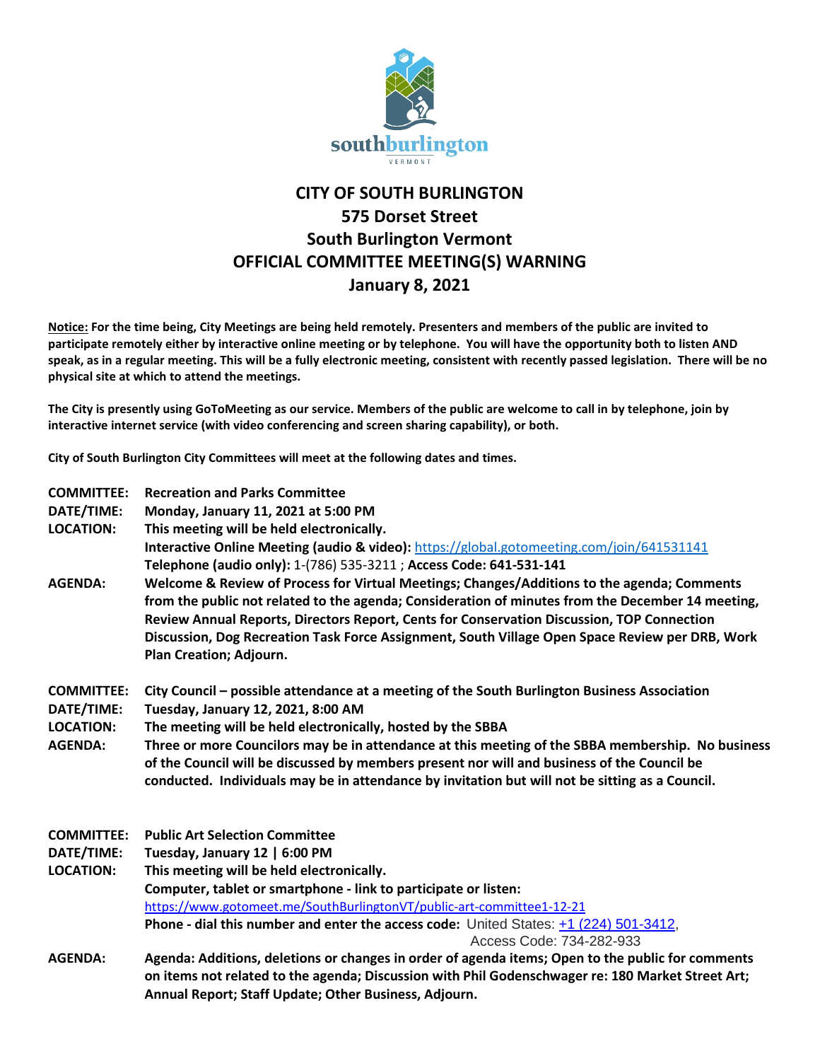# CITY OF SOUTH BURLINGTON
## 575 Dorset Street
## South Burlington Vermont
## OFFICIAL COMMITTEE MEETING(S) WARNING
## January 8, 2021

**Notice:** **For the time being, City Meetings are being held remotely. Presenters and members of the public are invited to participate remotely either by interactive online meeting or by telephone. You will have the opportunity both to listen AND speak, as in a regular meeting. This will be a fully electronic meeting, consistent with recently passed legislation. There will be no physical site at which to attend the meetings.**

**The City is presently using GoToMeeting as our service. Members of the public are welcome to call in by telephone, join by interactive internet service (with video conferencing and screen sharing capability), or both.**

**City of South Burlington City Committees will meet at the following dates and times.**

**COMMITTEE:** **Recreation and Parks Committee**
**DATE/TIME:** **Monday, January 11, 2021 at 5:00 PM**
**LOCATION:** **This meeting will be held electronically.**
**Interactive Online Meeting (audio & video):** https://global.gotomeeting.com/join/641531141
**Telephone (audio only):** 1-(786) 535-3211 ; **Access Code: 641-531-141**
**AGENDA:** **Welcome & Review of Process for Virtual Meetings; Changes/Additions to the agenda; Comments from the public not related to the agenda; Consideration of minutes from the December 14 meeting, Review Annual Reports, Directors Report, Cents for Conservation Discussion, TOP Connection Discussion, Dog Recreation Task Force Assignment, South Village Open Space Review per DRB, Work Plan Creation; Adjourn.**

**COMMITTEE:** **City Council – possible attendance at a meeting of the South Burlington Business Association**
**DATE/TIME:** **Tuesday, January 12, 2021, 8:00 AM**
**LOCATION:** **The meeting will be held electronically, hosted by the SBBA**
**AGENDA:** **Three or more Councilors may be in attendance at this meeting of the SBBA membership. No business of the Council will be discussed by members present nor will and business of the Council be conducted. Individuals may be in attendance by invitation but will not be sitting as a Council.**

**COMMITTEE:** **Public Art Selection Committee**
**DATE/TIME:** **Tuesday, January 12 | 6:00 PM**
**LOCATION:** **This meeting will be held electronically.**
**Computer, tablet or smartphone - link to participate or listen:**
https://www.gotomeet.me/SouthBurlingtonVT/public-art-committee1-12-21
**Phone - dial this number and enter the access code:** United States: +1 (224) 501-3412,
Access Code: 734-282-933
**AGENDA:** **Agenda: Additions, deletions or changes in order of agenda items; Open to the public for comments on items not related to the agenda; Discussion with Phil Godenschwager re: 180 Market Street Art; Annual Report; Staff Update; Other Business, Adjourn.**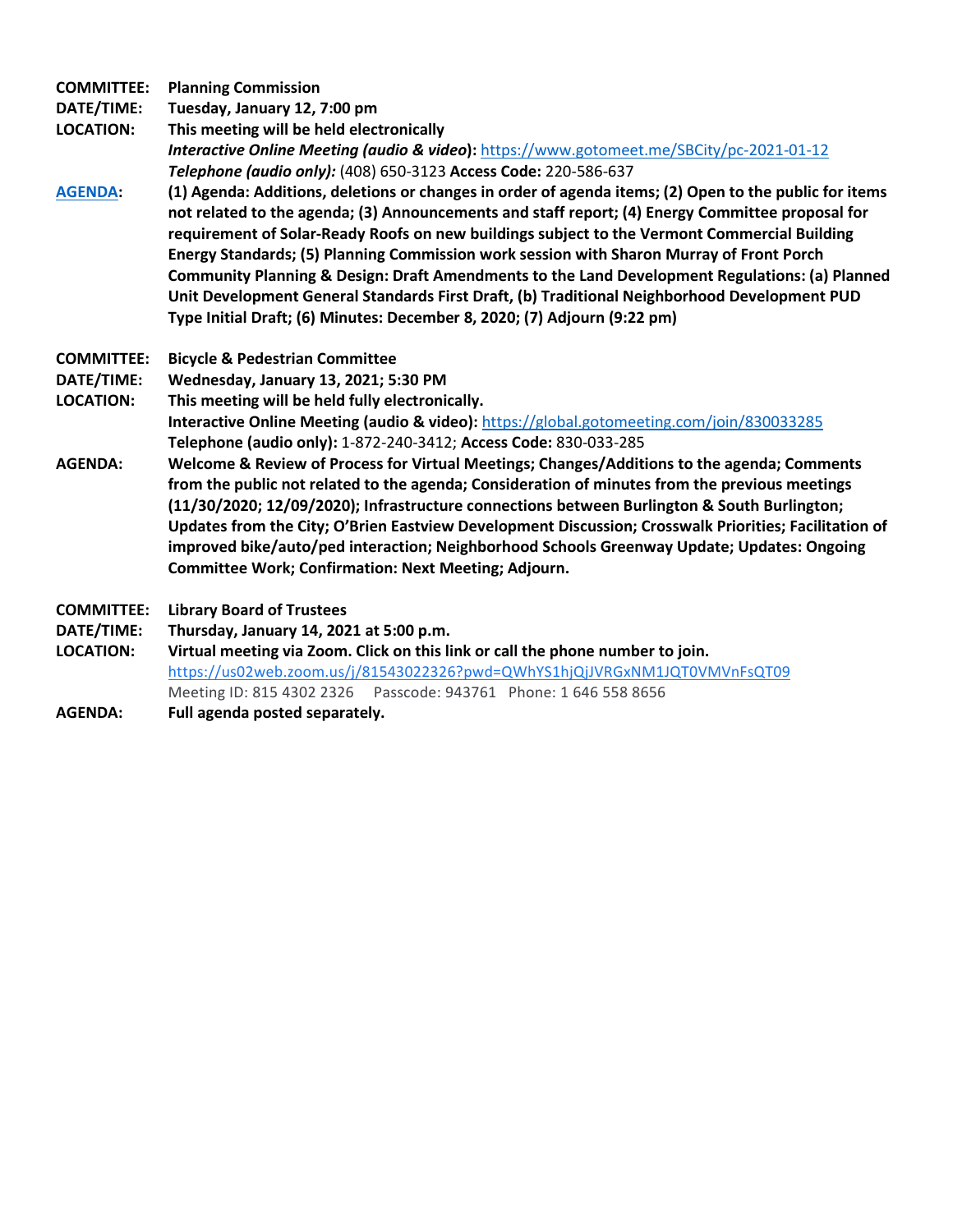**COMMITTEE:** **Planning Commission**
**DATE/TIME:** **Tuesday, January 12, 7:00 pm**
**LOCATION:** **This meeting will be held electronically**
***Interactive Online Meeting (audio & video)*:** https://www.gotomeet.me/SBCity/pc-2021-01-12
***Telephone (audio only):*** (408) 650-3123 **Access Code:** 220-586-637
**AGENDA:** **(1) Agenda: Additions, deletions or changes in order of agenda items; (2) Open to the public for items not related to the agenda; (3) Announcements and staff report; (4) Energy Committee proposal for requirement of Solar-Ready Roofs on new buildings subject to the Vermont Commercial Building Energy Standards; (5) Planning Commission work session with Sharon Murray of Front Porch Community Planning & Design: Draft Amendments to the Land Development Regulations: (a) Planned Unit Development General Standards First Draft, (b) Traditional Neighborhood Development PUD Type Initial Draft; (6) Minutes: December 8, 2020; (7) Adjourn (9:22 pm)**

**COMMITTEE:** **Bicycle & Pedestrian Committee**
**DATE/TIME:** **Wednesday, January 13, 2021; 5:30 PM**
**LOCATION:** **This meeting will be held fully electronically.**
**Interactive Online Meeting (audio & video):** https://global.gotomeeting.com/join/830033285
**Telephone (audio only):** 1-872-240-3412; **Access Code:** 830-033-285
**AGENDA:** **Welcome & Review of Process for Virtual Meetings; Changes/Additions to the agenda; Comments from the public not related to the agenda; Consideration of minutes from the previous meetings (11/30/2020; 12/09/2020); Infrastructure connections between Burlington & South Burlington; Updates from the City; O'Brien Eastview Development Discussion; Crosswalk Priorities; Facilitation of improved bike/auto/ped interaction; Neighborhood Schools Greenway Update; Updates: Ongoing Committee Work; Confirmation: Next Meeting; Adjourn.**

**COMMITTEE:** **Library Board of Trustees**
**DATE/TIME:** **Thursday, January 14, 2021 at 5:00 p.m.**
**LOCATION:** **Virtual meeting via Zoom. Click on this link or call the phone number to join.**
https://us02web.zoom.us/j/81543022326?pwd=QWhYS1hjQjJVRGxNM1JQT0VMVnFsQT09
Meeting ID: 815 4302 2326 Passcode: 943761 Phone: 1 646 558 8656
**AGENDA:** **Full agenda posted separately.**